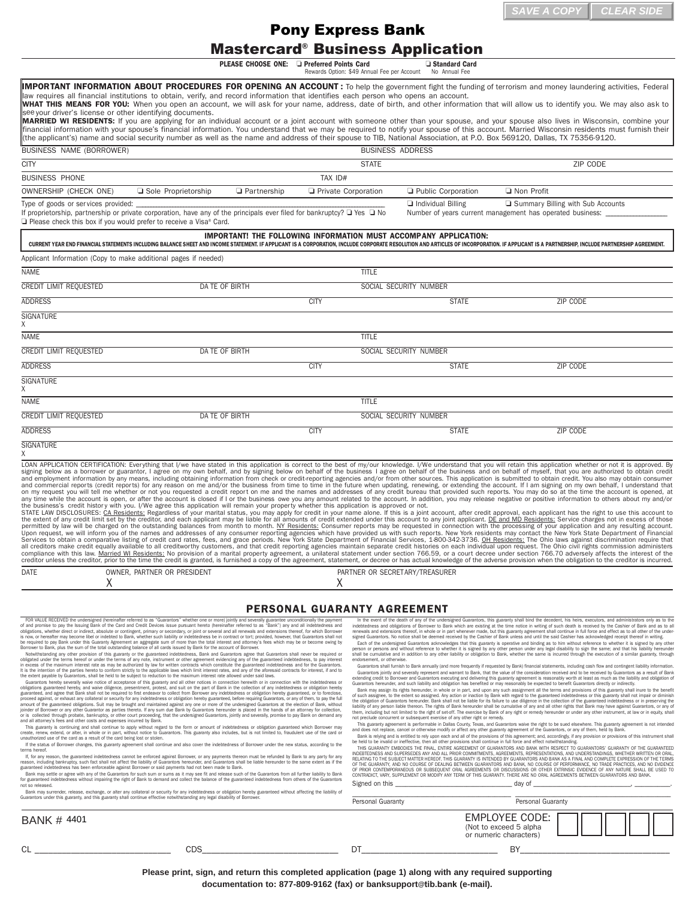SAVE A COPY | CLEAR SIDE

# Pony Express Bank

## Mastercard® Business Application

**PLEASE CHOOSE ONE:** ❑ **Preferred Points Card** Rewards Option: $49 Annual Fee per Account ❑ **Standard Card** No Annual Fee

**IMPORTANT INFORMATION ABOUT PROCEDURES FOR OPENING AN ACCOUNT:** To help the government fight the funding of terrorism and money laundering activities, Federal law requires all financial institutions to obtain, verify, and record information that identifies each person who opens an account.
**WHAT THIS MEANS FOR YOU:** When you open an account, we will ask for your name, address, date of birth, and other information that will allow us to identify you. We may also ask to see your driver's license or other identifying documents.
**MARRIED WI RESIDENTS:** If you are applying for an individual account or a joint account with someone other than your spouse, and your spouse also lives in Wisconsin, combine your financial information with your spouse's financial information. You understand that we may be required to notify your spouse of this account. Married Wisconsin residents must furnish their (the applicant's) name and social security number as well as the name and address of their spouse to TIB, National Association, at P.O. Box 569120, Dallas, TX 75356-9120.

| | | | |
|---|---|---|---|
| BUSINESS NAME (BORROWER) | | BUSINESS ADDRESS | |
| CITY | | STATE | ZIP CODE |
| BUSINESS PHONE | TAX ID# | | |

OWNERSHIP (CHECK ONE) ❑ Sole Proprietorship ❑ Partnership ❑ Private Corporation ❑ Public Corporation ❑ Non Profit

Type of goods or services provided: ______ ❑ Individual Billing ❑ Summary Billing with Sub Accounts

If proprietorship, partnership or private corporation, have any of the principals ever filed for bankruptcy? ❑ Yes ❑ No  Number of years current management has operated business: ______

❑ Please check this box if you would prefer to receive a Visa® Card.

**IMPORTANT! THE FOLLOWING INFORMATION MUST ACCOMPANY APPLICATION:**
**CURRENT YEAR END FINANCIAL STATEMENTS INCLUDING BALANCE SHEET AND INCOME STATEMENT. IF APPLICANT IS A CORPORATION, INCLUDE CORPORATE RESOLUTION AND ARTICLES OF INCORPORATION. IF APPLICANT IS A PARTNERSHIP, INCLUDE PARTNERSHIP AGREEMENT.**

Applicant Information (Copy to make additional pages if needed)

| | | | | |
|---|---|---|---|---|
| NAME | | | TITLE | |
| CREDIT LIMIT REQUESTED | DATE OF BIRTH | | SOCIAL SECURITY NUMBER | |
| ADDRESS | | CITY | STATE | ZIP CODE |
| SIGNATURE X | | | | |
| NAME | | | TITLE | |
| CREDIT LIMIT REQUESTED | DATE OF BIRTH | | SOCIAL SECURITY NUMBER | |
| ADDRESS | | CITY | STATE | ZIP CODE |
| SIGNATURE X | | | | |
| NAME | | | TITLE | |
| CREDIT LIMIT REQUESTED | DATE OF BIRTH | | SOCIAL SECURITY NUMBER | |
| ADDRESS | | CITY | STATE | ZIP CODE |
| SIGNATURE X | | | | |

LOAN APPLICATION CERTIFICATION: Everything that I/we have stated in this application is correct to the best of my/our knowledge. I/We understand that you will retain this application whether or not it is approved. By signing below as a borrower or guarantor, I agree on my own behalf, and by signing below on behalf of the business I agree on behalf of the business and on behalf of myself, that you are authorized to obtain credit and employment information by any means, including obtaining information from check or credit-reporting agencies and/or from other sources. This application is submitted to obtain credit. You also may obtain consumer and commercial reports (credit reports) for any reason on me and/or the business from time to time in the future when updating, renewing, or extending the account. If I am signing on my own behalf, I understand that on my request you will tell me whether or not you requested a credit report on me and the names and addresses of any credit bureau that provided such reports. You may do so at the time the account is opened, at any time while the account is open, or after the account is closed if I or the business owe you any amount related to the account. In addition, you may release negative or positive information to others about my and/or the business's credit history with you. I/We agree this application will remain your property whether this application is approved or not.
STATE LAW DISCLOSURES: CA Residents: Regardless of your marital status, you may apply for credit in your name alone. If this is a joint account, after credit approval, each applicant has the right to use this account to the extent of any credit limit set by the creditor, and each applicant may be liable for all amounts of credit extended under this account to any joint applicant. DE and MD Residents: Service charges not in excess of those permitted by law will be charged on the outstanding balances from month to month. NY Residents: Consumer reports may be requested in connection with the processing of your application and any resulting account. Upon request, we will inform you of the names and addresses of any consumer reporting agencies which have provided us with such reports. New York residents may contact the New York State Department of Financial Services to obtain a comparative listing of credit card rates, fees, and grace periods. New York State Department of Financial Services, 1-800-342-3736. OH Residents: The Ohio laws against discrimination require that all creditors make credit equally available to all creditworthy customers, and that credit reporting agencies maintain separate credit histories on each individual upon request. The Ohio civil rights commission administers compliance with this law. Married WI Residents: No provision of a marital property agreement, a unilateral statement under section 766.59, or a court decree under section 766.70 adversely affects the interest of the creditor unless the creditor, prior to the time the credit is granted, is furnished a copy of the agreement, statement, or decree or has actual knowledge of the adverse provision when the obligation to the creditor is incurred.

| DATE | OWNER, PARTNER OR PRESIDENT | PARTNER OR SECRETARY/TREASURER |
|---|---|---|
| | X | X |

## PERSONAL GUARANTY AGREEMENT

FOR VALUE RECEIVED the undersigned (hereinafter referred to as "Guarantors" whether one or more) jointly and severally guarantee unconditionally the payment of and promise to pay the Issuing Bank of the Card and Credit Devices issue pursuant hereto (hereinafter referred to as "Bank") any and all indebtedness and obligations, whether direct or indirect, absolute or contingent, primary or secondary, or joint or several and all renewals and extensions thereof, for which Borrower is now, or hereafter may become liable or indebted to Bank, whether such liability or indebtedness be in contract or tort; provided, however, that Guarantors shall not be required to pay Bank under this Guaranty Agreement an aggregate sum of more than the total interest and attorney's fees which may be or become owing by Borrower to Bank, plus the sum of the total outstanding balance of all cards issued by Bank for the account of Borrower.

Notwithstanding any other provision of this guaranty or the guaranteed indebtedness, Bank and Guarantors agree that Guarantors shall never be required or obligated under the terms hereof or under the terms of any note, instrument or other agreement evidencing any of the guaranteed indebtedness, to pay interest in excess of the maximum interest rate as may be authorized by law for written contracts which constitute the guaranteed indebtedness and for the Guarantors. It is the intention of the parties hereto to conform strictly to the applicable laws which limit interest rates, and any of the aforesaid contracts for interest, if and to the extent payable by Guarantors, shall be held to be subject to reduction to the maximum interest rate allowed under said laws.

Guarantors hereby severally waive notice of acceptance of this guaranty and all other notices in connection herewith or in connection with the indebtedness or obligations guaranteed hereby, and waive diligence, presentment, protest, and suit on the part of Bank in the collection of any indebtedness or obligation hereby guaranteed, and agree that Bank shall not be required to first endeavor to collect from Borrower any indebtedness or obligation hereby guaranteed, or to foreclose, proceed against, or exhaust any collateral or security for any indebtedness or obligation hereby guaranteed, before requiring Guarantors, or any of them, to pay the full amount of the guaranteed obligations. Suit may be brought and maintained against any one or more of the undersigned Guarantors at the election of Bank, without joinder of Borrower or any other Guarantor as parties thereto. If any sum due Bank by Guarantors hereunder is placed in the hands of an attorney for collection, or is collected through probate, bankruptcy, or other court proceeding, that the undersigned Guarantors, jointly and severally, promise to pay Bank on demand any and all attorney's fees and other costs and expenses incurred by Bank.

This guaranty is continuing and shall continue to apply without regard to the form or amount of indebtedness or obligation guaranteed which Borrower may create, renew, extend, or alter, in whole or in part, without notice to Guarantors. This guaranty also includes, but is not limited to, fraudulent use of the card or unauthorized use of the card as a result of the card being lost or stolen.

If the status of Borrower changes, this guaranty agreement shall continue and also cover the indebtedness of Borrower under the new status, according to the terms hereof.

If, for any reason, the guaranteed indebtedness cannot be enforced against Borrower, or any payments thereon must be refunded by Bank to any party for any reason, including bankruptcy, such fact shall not affect the liability of Guarantors hereunder, and Guarantors shall be liable hereunder to the same extent as if the guaranteed indebtedness has been enforceable against Borrower or said payments had not been made to Bank.

Bank may settle or agree with any of the Guarantors for such sum or sums as it may see fit and release such of the Guarantors from all further liability to Bank for guaranteed indebtedness without impairing the right of Bank to demand and collect the balance of the guaranteed indebtedness from others of the Guarantors not so released.

Bank may surrender, release, exchange, or alter any collateral or security for any indebtedness or obligation hereby guaranteed without affecting the liability of Guarantors under this guaranty, and this guaranty shall continue effective notwithstanding any legal disability of Borrower.

In the event of the death of any of the undersigned Guarantors, this guaranty shall bind the decedent, his heirs, executors, and administrators only as to the indebtedness and obligations of Borrower to Bank which are existing at the time notice in writing of such death is received by the Cashier of Bank and as to all renewals and extensions thereof, in whole or in part whenever made, but this guaranty agreement shall continue in full force and effect as to all other of the undersigned Guarantors. No notice shall be deemed received by the Cashier of Bank unless and until the said Cashier has acknowledged receipt thereof in writing.

Each of the undersigned Guarantors acknowledges that this guaranty is operative and binding as to him without reference to whether it is signed by any other person or persons and without reference to whether it is signed by any other person under any legal disability to sign the same; and that his liability hereunder shall be cumulative and in addition to any other liability or obligation to Bank, whether the same is incurred through the execution of a similar guaranty, through endorsement, or otherwise.

Guarantors shall furnish to Bank annually (and more frequently if requested by Bank) financial statements, including cash flow and contingent liability information.

Guarantors jointly and severally represent and warrant to Bank, that the value of the consideration received and to be received by Guarantors as a result of Bank extending credit to Borrower and Guarantors executing and delivering this guaranty agreement is reasonably worth at least as much as the liability and obligation of Guarantors hereunder, and such liability and obligation has benefited or may reasonably be expected to benefit Guarantors directly or indirectly.

Bank may assign its rights hereunder, in whole or in part, and upon any such assignment all the terms and provisions of this guaranty shall inure to the benefit of such assignee, to the extent so assigned. Any action or inaction by Bank with regard to the guaranteed indebtedness or this guaranty shall not impair or diminish the obligation of Guarantors hereunder. Bank shall not be liable for its failure to use diligence in the collection of the guaranteed indebtedness or in preserving the liability of any person liable thereon. The rights of Bank hereunder shall be cumulative of any and all other rights that Bank may have against Guarantors, or any of them, including but not limited to the right of set-off. The exercise by Bank of any right or remedy hereunder or under any other instrument, at law or in equity, shall not preclude concurrent or subsequent exercise of any other right or remedy.

This guaranty agreement is performable in Dallas County, Texas, and Guarantors waive the right to be sued elsewhere. This guaranty agreement is not intended and does not replace, cancel or otherwise modify or affect any other guaranty agreement of the Guarantors, or any of them, held by Bank.

Bank is relying and is entitled to rely upon each and all of the provisions of this agreement; and, accordingly, if any provision or provisions of this instrument shall be held to be invalid or ineffective, then all other provisions shall continue in full force and effect notwithstanding.

THIS GUARANTY EMBODIES THE FINAL, ENTIRE AGREEMENT OF GUARANTORS AND BANK WITH RESPECT TO GUARANTORS' GUARANTY OF THE GUARANTEED INDEBTEDNESS AND SUPERSEDES ANY AND ALL PRIOR COMMITMENTS, AGREEMENTS, REPRESENTATIONS, AND UNDERSTANDINGS, WHETHER WRITTEN OR ORAL, RELATING TO THE SUBJECT MATTER HEREOF. THIS GUARANTY IS INTENDED BY GUARANTORS AND BANK AS A FINAL AND COMPLETE EXPRESSION OF THE TERMS OF THE GUARANTY, AND NO COURSE OF DEALING BETWEEN GUARANTORS AND BANK, NO COURSE OF PERFORMANCE, NO TRADE PRACTICES, AND NO EVIDENCE OF PRIOR CONTEMPORANEOUS OR SUBSEQUENT ORAL AGREEMENTS OR DISCUSSIONS OR OTHER EXTRINSIC EVIDENCE OF ANY NATURE SHALL BE USED TO CONTRADICT, VARY, SUPPLEMENT OR MODIFY ANY TERM OF THIS GUARANTY. THERE ARE NO ORAL AGREEMENTS BETWEEN GUARANTORS AND BANK.

Signed on this ______ day of ______, ______.

| | |
|---|---|
| Personal Guaranty | Personal Guaranty |

BANK # 4401

EMPLOYEE CODE: (Not to exceed 5 alpha or numeric characters) ☐☐☐☐☐

CL ______ CDS______ DT______ BY______

**Please print, sign, and return this completed application (page 1) along with any required supporting documentation to: 877-809-9162 (fax) or banksupport@tib.bank (e-mail).**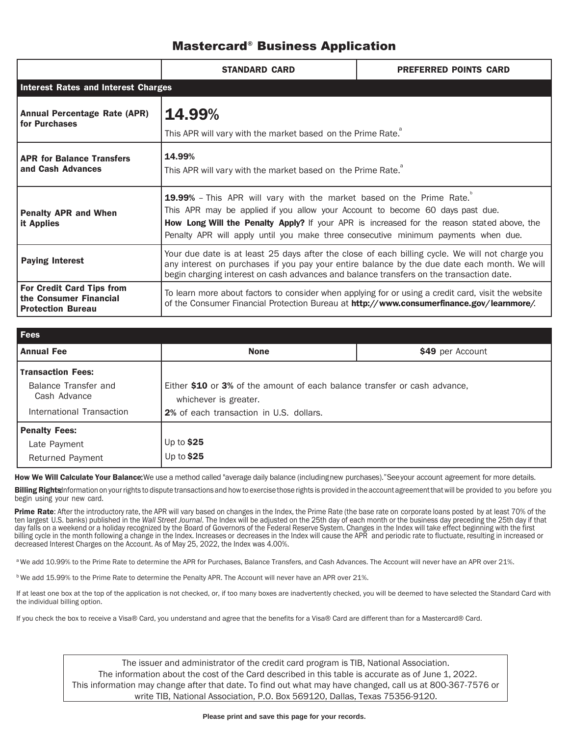# Mastercard® Business Application

| | STANDARD CARD | PREFERRED POINTS CARD |
|---|---|---|
| **Interest Rates and Interest Charges** | | |
| **Annual Percentage Rate (APR) for Purchases** | **14.99%** This APR will vary with the market based on the Prime Rate.[a] | |
| **APR for Balance Transfers and Cash Advances** | **14.99%** This APR will vary with the market based on the Prime Rate.[a] | |
| **Penalty APR and When it Applies** | **19.99%** – This APR will vary with the market based on the Prime Rate.[b] This APR may be applied if you allow your Account to become 60 days past due. **How Long Will the Penalty Apply?** If your APR is increased for the reason stated above, the Penalty APR will apply until you make three consecutive minimum payments when due. | |
| **Paying Interest** | Your due date is at least 25 days after the close of each billing cycle. We will not charge you any interest on purchases if you pay your entire balance by the due date each month. We will begin charging interest on cash advances and balance transfers on the transaction date. | |
| **For Credit Card Tips from the Consumer Financial Protection Bureau** | To learn more about factors to consider when applying for or using a credit card, visit the website of the Consumer Financial Protection Bureau at **http://www.consumerfinance.gov/learnmore/**. | |

| **Fees** | | |
|---|---|---|
| **Annual Fee** | **None** | **$49** per Account |
| **Transaction Fees:** Balance Transfer and Cash Advance / International Transaction | Either **$10** or **3%** of the amount of each balance transfer or cash advance, whichever is greater. **2%** of each transaction in U.S. dollars. | |
| **Penalty Fees:** Late Payment / Returned Payment | Up to **$25** / Up to **$25** | |

**How We Will Calculate Your Balance:** We use a method called "average daily balance (including new purchases)." See your account agreement for more details.

**Billing Rights:** Information on your rights to dispute transactions and how to exercise those rights is provided in the account agreement that will be provided to you before you begin using your new card.

**Prime Rate**: After the introductory rate, the APR will vary based on changes in the Index, the Prime Rate (the base rate on corporate loans posted by at least 70% of the ten largest U.S. banks) published in the *Wall Street Journal*. The Index will be adjusted on the 25th day of each month or the business day preceding the 25th day if that day falls on a weekend or a holiday recognized by the Board of Governors of the Federal Reserve System. Changes in the Index will take effect beginning with the first billing cycle in the month following a change in the Index. Increases or decreases in the Index will cause the APR and periodic rate to fluctuate, resulting in increased or decreased Interest Charges on the Account. As of May 25, 2022, the Index was 4.00%.

[a] We add 10.99% to the Prime Rate to determine the APR for Purchases, Balance Transfers, and Cash Advances. The Account will never have an APR over 21%.

[b] We add 15.99% to the Prime Rate to determine the Penalty APR. The Account will never have an APR over 21%.

If at least one box at the top of the application is not checked, or, if too many boxes are inadvertently checked, you will be deemed to have selected the Standard Card with the individual billing option.

If you check the box to receive a Visa® Card, you understand and agree that the benefits for a Visa® Card are different than for a Mastercard® Card.

The issuer and administrator of the credit card program is TIB, National Association.
The information about the cost of the Card described in this table is accurate as of June 1, 2022.
This information may change after that date. To find out what may have changed, call us at 800-367-7576 or write TIB, National Association, P.O. Box 569120, Dallas, Texas 75356-9120.

**Please print and save this page for your records.**